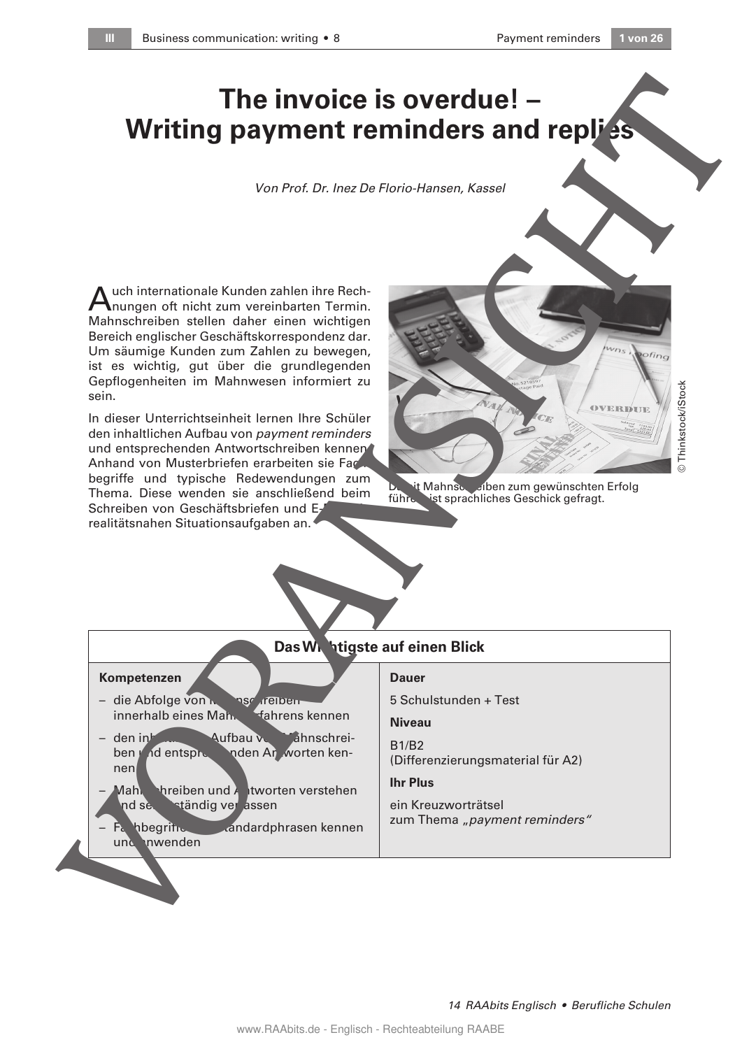# The invoice is overdue! – Writing payment reminders and replies

*Von Prof. Dr. Inez De Florio-Hansen, Kassel*

Auch internationale Kunden zahlen ihre Rechnungen oft nicht zum vereinbarten Termin. Mahnschreiben stellen daher einen wichtigen Bereich englischer Geschäftskorrespondenz dar. Um säumige Kunden zum Zahlen zu bewegen, ist es wichtig, gut über die grundlegenden Gepflogenheiten im Mahnwesen informiert zu sein.

In dieser Unterrichtseinheit lernen Ihre Schüler den inhaltlichen Aufbau von *payment reminders* und entsprechenden Antwortschreiben kennen. Anhand von Musterbriefen erarbeiten sie Fachbegriffe und typische Redewendungen zum Thema. Diese wenden sie anschließend beim Schreiben von Geschäftsbriefen und E-Mails in realitätsnahen Situationsaufgaben an.

Damit Mahnschreiben zum gewünschten Erfolg führen, ist sprachliches Geschick gefragt.

© Thinkstock/iStock

| Das Wichtigste auf einen Blick | |
|---|---|
| **Kompetenzen** | **Dauer** |
| – die Abfolge von Mahnschreiben innerhalb eines Mahnverfahrens kennen<br>– den inhaltlichen Aufbau von Mahnschreiben und entsprechenden Antworten kennen<br>– Mahnschreiben und Antworten verstehen und selbstständig verfassen<br>– Fachbegriffe und Standardphrasen kennen und anwenden | 5 Schulstunden + Test<br>**Niveau**<br>B1/B2<br>(Differenzierungsmaterial für A2)<br>**Ihr Plus**<br>ein Kreuzworträtsel zum Thema *„payment reminders"* |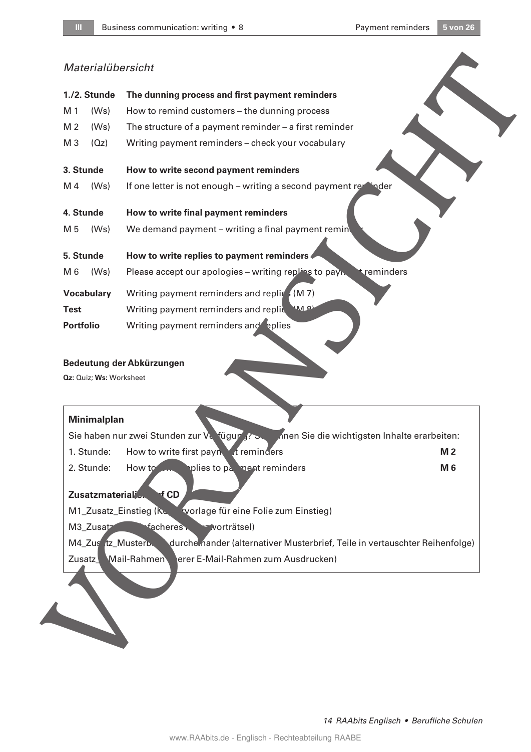*Materialübersicht*

| | | |
|---|---|---|
| **1./2. Stunde** | | **The dunning process and first payment reminders** |
| M 1 | (Ws) | How to remind customers – the dunning process |
| M 2 | (Ws) | The structure of a payment reminder – a first reminder |
| M 3 | (Qz) | Writing payment reminders – check your vocabulary |
| **3. Stunde** | | **How to write second payment reminders** |
| M 4 | (Ws) | If one letter is not enough – writing a second payment reminder |
| **4. Stunde** | | **How to write final payment reminders** |
| M 5 | (Ws) | We demand payment – writing a final payment reminder |
| **5. Stunde** | | **How to write replies to payment reminders** |
| M 6 | (Ws) | Please accept our apologies – writing replies to payment reminders |
| **Vocabulary** | | Writing payment reminders and replies (M 7) |
| **Test** | | Writing payment reminders and replies (M 8) |
| **Portfolio** | | Writing payment reminders and replies |

**Bedeutung der Abkürzungen**

**Qz:** Quiz; **Ws:** Worksheet

**Minimalplan**

Sie haben nur zwei Stunden zur Verfügung? So können Sie die wichtigsten Inhalte erarbeiten:

| | | |
|---|---|---|
| 1. Stunde: | How to write first payment reminders | **M 2** |
| 2. Stunde: | How to write replies to payment reminders | **M 6** |

**Zusatzmaterialien auf CD**

M1_Zusatz_Einstieg (Kopiervorlage für eine Folie zum Einstieg)

M3_Zusatz_... (einfacheres Kreuzworträtsel)

M4_Zusatz_Musterbrief_durcheinander (alternativer Musterbrief, Teile in vertauschter Reihenfolge)

Zusatz_E-Mail-Rahmen (leerer E-Mail-Rahmen zum Ausdrucken)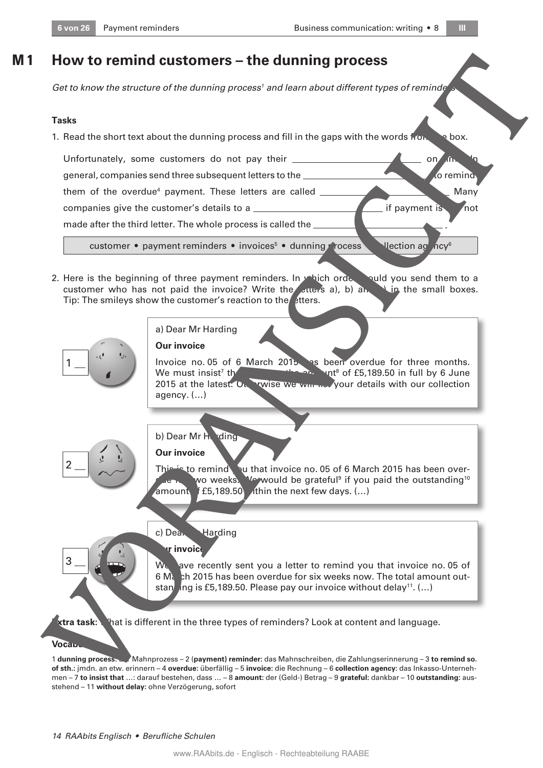# M 1 How to remind customers – the dunning process

*Get to know the structure of the dunning process[1] and learn about different types of reminders*

### Tasks

1. Read the short text about the dunning process and fill in the gaps with the words from the box.

Unfortunately, some customers do not pay their ______________________ on time. In general, companies send three subsequent letters to the ______________________ to remind them of the overdue[4] payment. These letters are called ______________________. Many companies give the customer's details to a ______________________ if payment is not made after the third letter. The whole process is called the ______________________.

| customer • payment reminders • invoices[5] • dunning process • collection agency[6] |
|---|

2. Here is the beginning of three payment reminders. In which order would you send them to a customer who has not paid the invoice? Write the letters a), b) and c) in the small boxes. Tip: The smileys show the customer's reaction to the letters.

1 __

a) Dear Mr Harding

**Our invoice**

Invoice no. 05 of 6 March 2015 has been overdue for three months. We must insist[7] that you pay the amount[8] of £5,189.50 in full by 6 June 2015 at the latest. Otherwise we will list your details with our collection agency. (…)

2 __

b) Dear Mr Harding

**Our invoice**

This is to remind you that invoice no. 05 of 6 March 2015 has been overdue for two weeks. We would be grateful[9] if you paid the outstanding[10] amount of £5,189.50 within the next few days. (…)

3 __

c) Dear Mr Harding

**Our invoice**

We have recently sent you a letter to remind you that invoice no. 05 of 6 March 2015 has been overdue for six weeks now. The total amount outstanding is £5,189.50. Please pay our invoice without delay[11]. (…)

**Extra task:** What is different in the three types of reminders? Look at content and language.

**Vocabulary**

1 **dunning process:** der Mahnprozess – 2 (**payment) reminder:** das Mahnschreiben, die Zahlungserinnerung – 3 **to remind so. of sth.:** jmdn. an etw. erinnern – 4 **overdue:** überfällig – 5 **invoice:** die Rechnung – 6 **collection agency:** das Inkasso-Unternehmen – 7 **to insist that** …: darauf bestehen, dass … – 8 **amount:** der (Geld-) Betrag – 9 **grateful:** dankbar – 10 **outstanding:** ausstehend – 11 **without delay:** ohne Verzögerung, sofort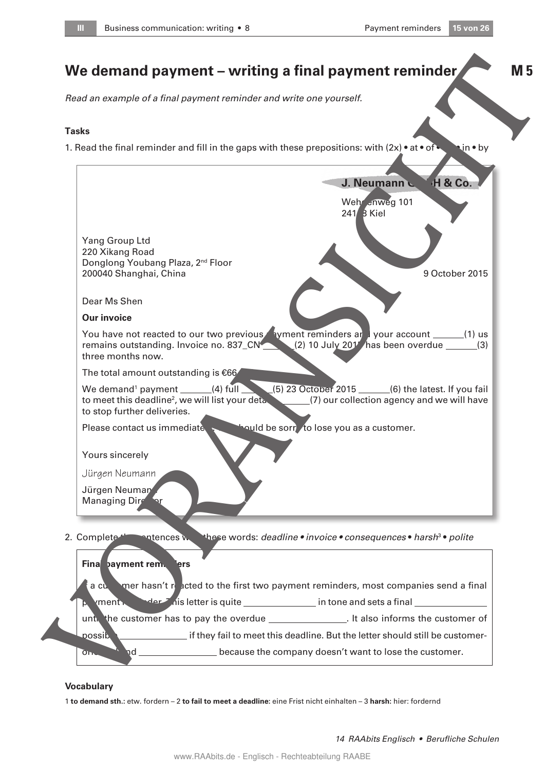# We demand payment – writing a final payment reminder M 5

*Read an example of a final payment reminder and write one yourself.*

**Tasks**

1. Read the final reminder and fill in the gaps with these prepositions: with (2x) • at • of • in • by

> **J. Neumann GmbH & Co.**
>
> Wehenweg 101
> 241 8 Kiel
>
> Yang Group Ltd
> 220 Xikang Road
> Donglong Youbang Plaza, 2nd Floor
> 200040 Shanghai, China
>
> 9 October 2015
>
> Dear Ms Shen
>
> **Our invoice**
>
> You have not reacted to our two previous payment reminders and your account ______(1) us remains outstanding. Invoice no. 837_CN ______(2) 10 July 2015 has been overdue ______(3) three months now.
>
> The total amount outstanding is €66
>
> We demand[1] payment ______(4) full ______(5) 23 October 2015 ______(6) the latest. If you fail to meet this deadline[2], we will list your details ______(7) our collection agency and we will have to stop further deliveries.
>
> Please contact us immediately. We should be sorry to lose you as a customer.
>
> Yours sincerely
>
> *Jürgen Neumann*
>
> Jürgen Neumann
> Managing Director

2. Complete the sentences with these words: *deadline • invoice • consequences • harsh[3] • polite*

> **Final payment reminders**
>
> If a customer hasn't reacted to the first two payment reminders, most companies send a final payment reminder. This letter is quite ______________ in tone and sets a final ______________ until the customer has to pay the overdue ______________. It also informs the customer of possible ______________ if they fail to meet this deadline. But the letter should still be customer-oriented and ______________ because the company doesn't want to lose the customer.

**Vocabulary**

1 **to demand sth.:** etw. fordern – 2 **to fail to meet a deadline:** eine Frist nicht einhalten – 3 **harsh:** hier: fordernd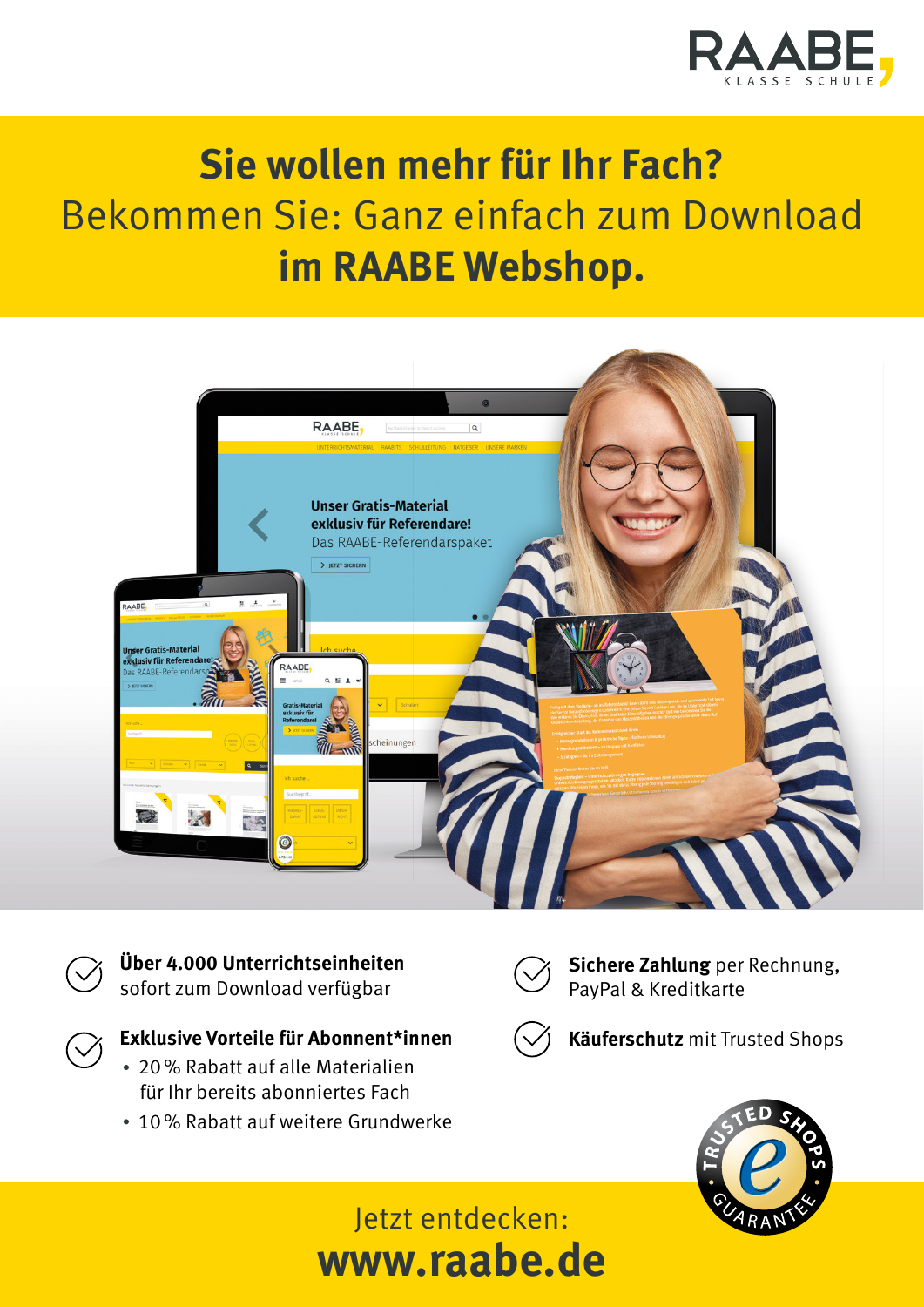RAABE, KLASSE SCHULE

# Sie wollen mehr für Ihr Fach?

Bekommen Sie: Ganz einfach zum Download **im RAABE Webshop.**

- **Über 4.000 Unterrichtseinheiten** sofort zum Download verfügbar
- **Exklusive Vorteile für Abonnent*innen**
  - 20 % Rabatt auf alle Materialien für Ihr bereits abonniertes Fach
  - 10 % Rabatt auf weitere Grundwerke
- **Sichere Zahlung** per Rechnung, PayPal & Kreditkarte
- **Käuferschutz** mit Trusted Shops

Jetzt entdecken:

**www.raabe.de**